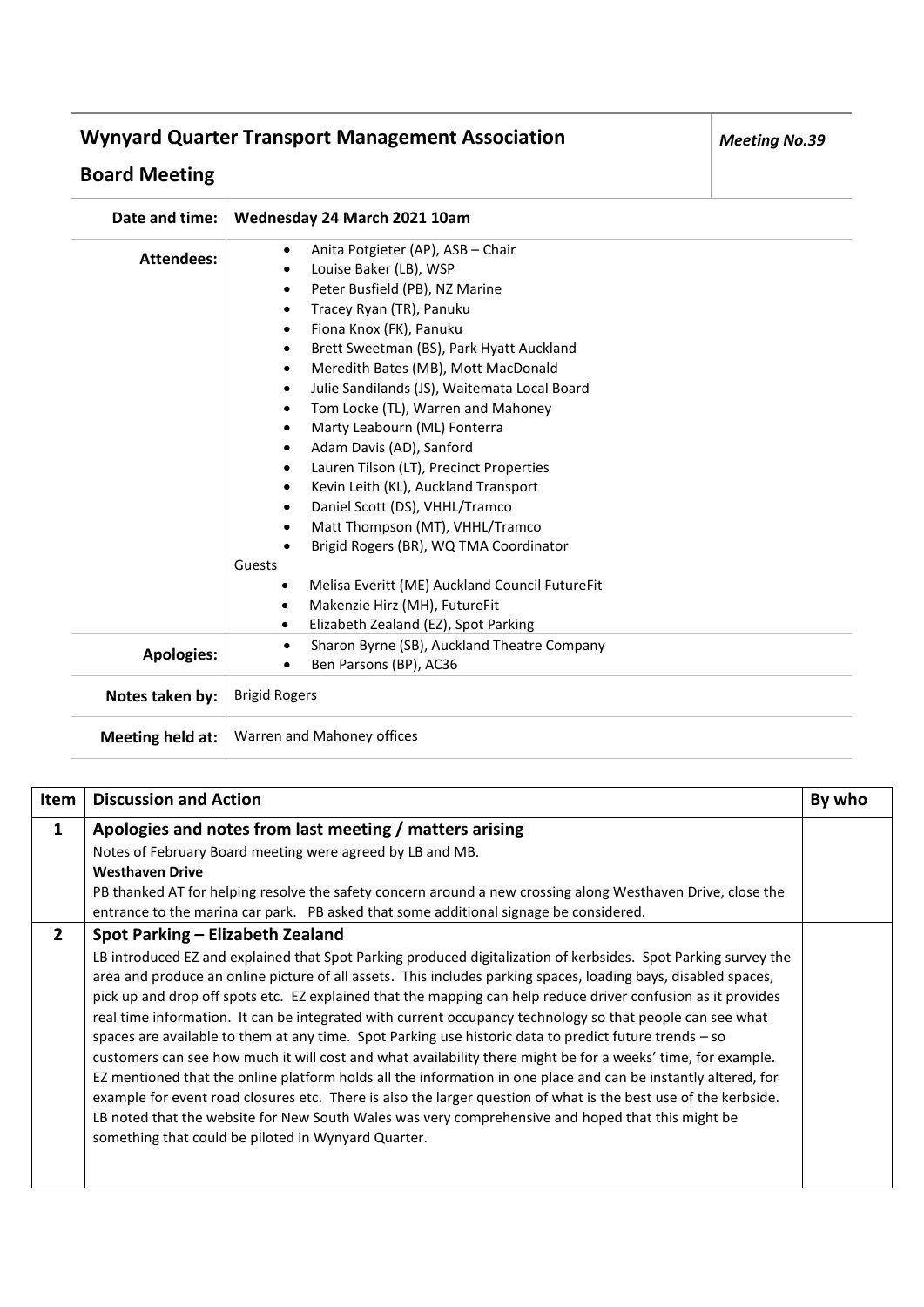# Wynyard Quarter Transport Management Association

## Board Meeting

***Meeting No.39***

| | |
|---|---|
| **Date and time:** | **Wednesday 24 March 2021 10am** |
| **Attendees:** | • Anita Potgieter (AP), ASB – Chair<br>• Louise Baker (LB), WSP<br>• Peter Busfield (PB), NZ Marine<br>• Tracey Ryan (TR), Panuku<br>• Fiona Knox (FK), Panuku<br>• Brett Sweetman (BS), Park Hyatt Auckland<br>• Meredith Bates (MB), Mott MacDonald<br>• Julie Sandilands (JS), Waitemata Local Board<br>• Tom Locke (TL), Warren and Mahoney<br>• Marty Leabourn (ML) Fonterra<br>• Adam Davis (AD), Sanford<br>• Lauren Tilson (LT), Precinct Properties<br>• Kevin Leith (KL), Auckland Transport<br>• Daniel Scott (DS), VHHL/Tramco<br>• Matt Thompson (MT), VHHL/Tramco<br>• Brigid Rogers (BR), WQ TMA Coordinator<br>Guests<br>• Melisa Everitt (ME) Auckland Council FutureFit<br>• Makenzie Hirz (MH), FutureFit<br>• Elizabeth Zealand (EZ), Spot Parking |
| **Apologies:** | • Sharon Byrne (SB), Auckland Theatre Company<br>• Ben Parsons (BP), AC36 |
| **Notes taken by:** | Brigid Rogers |
| **Meeting held at:** | Warren and Mahoney offices |

| Item | Discussion and Action | By who |
|---|---|---|
| **1** | **Apologies and notes from last meeting / matters arising**<br>Notes of February Board meeting were agreed by LB and MB.<br>**Westhaven Drive**<br>PB thanked AT for helping resolve the safety concern around a new crossing along Westhaven Drive, close the entrance to the marina car park. PB asked that some additional signage be considered. | |
| **2** | **Spot Parking – Elizabeth Zealand**<br>LB introduced EZ and explained that Spot Parking produced digitalization of kerbsides. Spot Parking survey the area and produce an online picture of all assets. This includes parking spaces, loading bays, disabled spaces, pick up and drop off spots etc. EZ explained that the mapping can help reduce driver confusion as it provides real time information. It can be integrated with current occupancy technology so that people can see what spaces are available to them at any time. Spot Parking use historic data to predict future trends – so customers can see how much it will cost and what availability there might be for a weeks' time, for example. EZ mentioned that the online platform holds all the information in one place and can be instantly altered, for example for event road closures etc. There is also the larger question of what is the best use of the kerbside. LB noted that the website for New South Wales was very comprehensive and hoped that this might be something that could be piloted in Wynyard Quarter. | |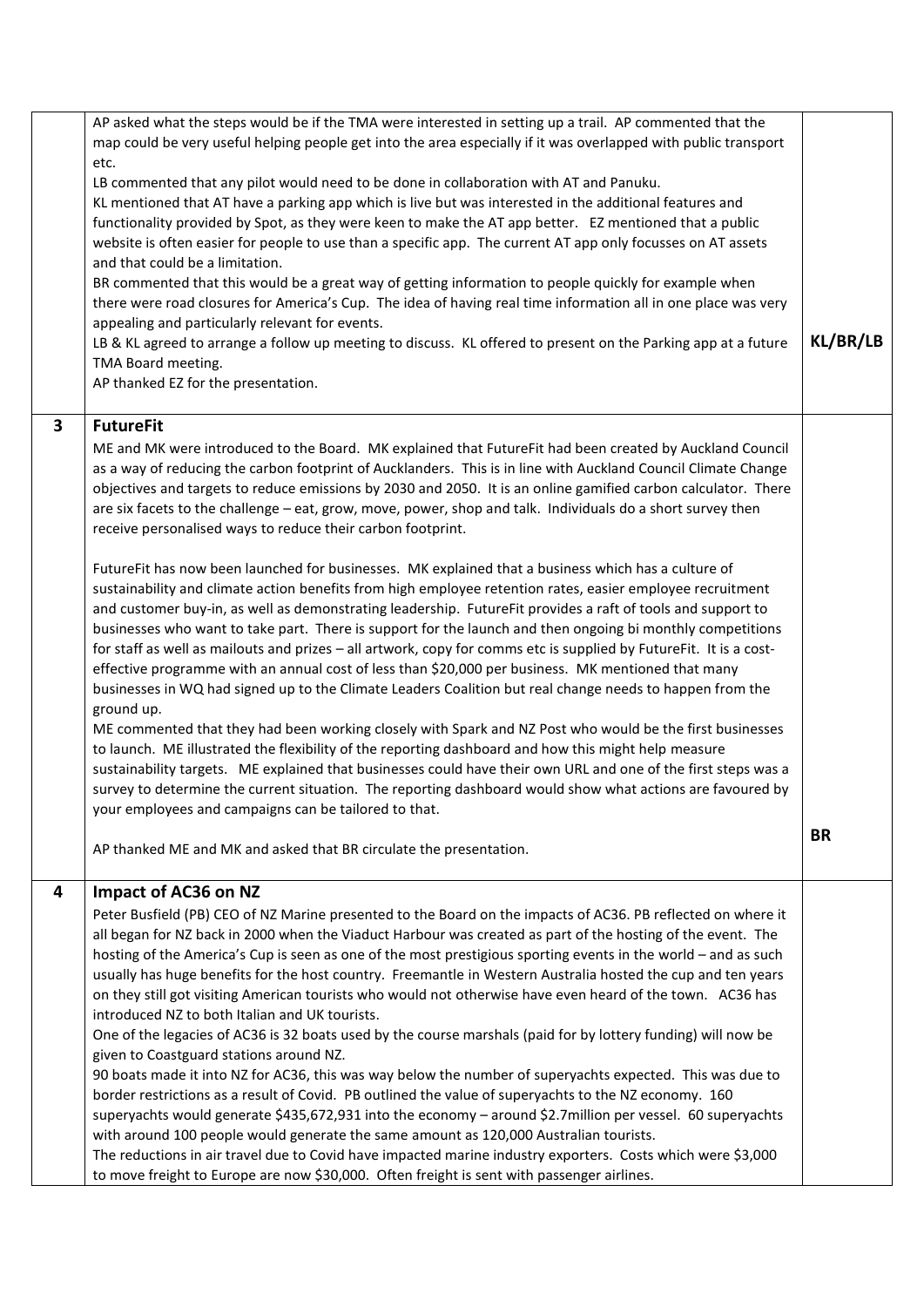| | | |
|---|---|---|
| | AP asked what the steps would be if the TMA were interested in setting up a trail. AP commented that the map could be very useful helping people get into the area especially if it was overlapped with public transport etc.<br>LB commented that any pilot would need to be done in collaboration with AT and Panuku.<br>KL mentioned that AT have a parking app which is live but was interested in the additional features and functionality provided by Spot, as they were keen to make the AT app better. EZ mentioned that a public website is often easier for people to use than a specific app. The current AT app only focusses on AT assets and that could be a limitation.<br>BR commented that this would be a great way of getting information to people quickly for example when there were road closures for America's Cup. The idea of having real time information all in one place was very appealing and particularly relevant for events.<br>LB & KL agreed to arrange a follow up meeting to discuss. KL offered to present on the Parking app at a future TMA Board meeting.<br>AP thanked EZ for the presentation. | **KL/BR/LB** |
| **3** | **FutureFit**<br>ME and MK were introduced to the Board. MK explained that FutureFit had been created by Auckland Council as a way of reducing the carbon footprint of Aucklanders. This is in line with Auckland Council Climate Change objectives and targets to reduce emissions by 2030 and 2050. It is an online gamified carbon calculator. There are six facets to the challenge – eat, grow, move, power, shop and talk. Individuals do a short survey then receive personalised ways to reduce their carbon footprint.<br><br>FutureFit has now been launched for businesses. MK explained that a business which has a culture of sustainability and climate action benefits from high employee retention rates, easier employee recruitment and customer buy-in, as well as demonstrating leadership. FutureFit provides a raft of tools and support to businesses who want to take part. There is support for the launch and then ongoing bi monthly competitions for staff as well as mailouts and prizes – all artwork, copy for comms etc is supplied by FutureFit. It is a cost-effective programme with an annual cost of less than $20,000 per business. MK mentioned that many businesses in WQ had signed up to the Climate Leaders Coalition but real change needs to happen from the ground up.<br>ME commented that they had been working closely with Spark and NZ Post who would be the first businesses to launch. ME illustrated the flexibility of the reporting dashboard and how this might help measure sustainability targets. ME explained that businesses could have their own URL and one of the first steps was a survey to determine the current situation. The reporting dashboard would show what actions are favoured by your employees and campaigns can be tailored to that.<br><br>AP thanked ME and MK and asked that BR circulate the presentation. | **BR** |
| **4** | **Impact of AC36 on NZ**<br>Peter Busfield (PB) CEO of NZ Marine presented to the Board on the impacts of AC36. PB reflected on where it all began for NZ back in 2000 when the Viaduct Harbour was created as part of the hosting of the event. The hosting of the America's Cup is seen as one of the most prestigious sporting events in the world – and as such usually has huge benefits for the host country. Freemantle in Western Australia hosted the cup and ten years on they still got visiting American tourists who would not otherwise have even heard of the town. AC36 has introduced NZ to both Italian and UK tourists.<br>One of the legacies of AC36 is 32 boats used by the course marshals (paid for by lottery funding) will now be given to Coastguard stations around NZ.<br>90 boats made it into NZ for AC36, this was way below the number of superyachts expected. This was due to border restrictions as a result of Covid. PB outlined the value of superyachts to the NZ economy. 160 superyachts would generate $435,672,931 into the economy – around $2.7million per vessel. 60 superyachts with around 100 people would generate the same amount as 120,000 Australian tourists.<br>The reductions in air travel due to Covid have impacted marine industry exporters. Costs which were $3,000 to move freight to Europe are now $30,000. Often freight is sent with passenger airlines. | |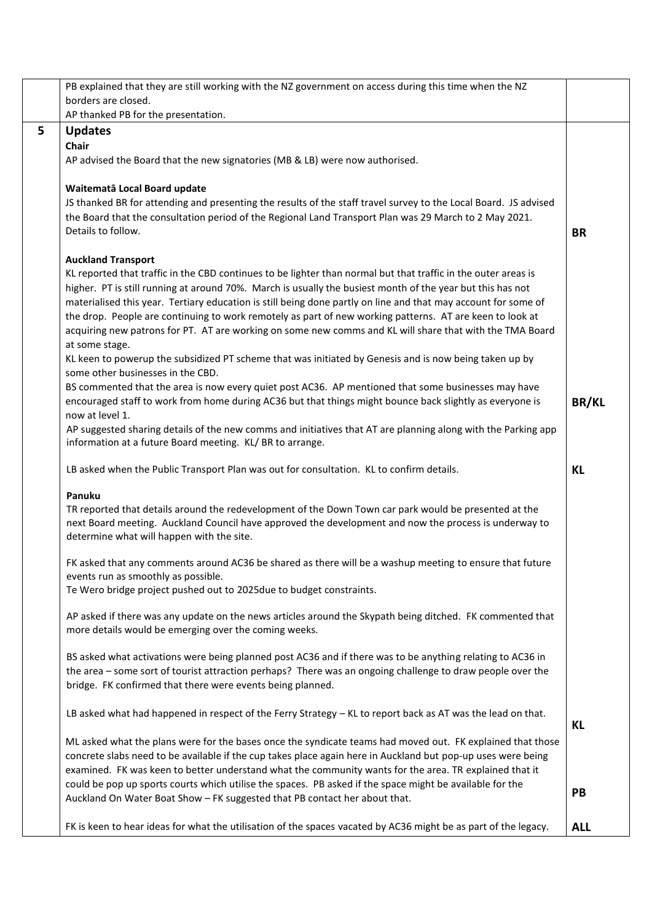| | | |
|---|---|---|
| | PB explained that they are still working with the NZ government on access during this time when the NZ borders are closed.<br>AP thanked PB for the presentation. | |
| **5** | **Updates**<br>**Chair**<br>AP advised the Board that the new signatories (MB & LB) were now authorised.<br><br>**Waitematā Local Board update**<br>JS thanked BR for attending and presenting the results of the staff travel survey to the Local Board. JS advised the Board that the consultation period of the Regional Land Transport Plan was 29 March to 2 May 2021. Details to follow. | **BR** |
| | **Auckland Transport**<br>KL reported that traffic in the CBD continues to be lighter than normal but that traffic in the outer areas is higher. PT is still running at around 70%. March is usually the busiest month of the year but this has not materialised this year. Tertiary education is still being done partly on line and that may account for some of the drop. People are continuing to work remotely as part of new working patterns. AT are keen to look at acquiring new patrons for PT. AT are working on some new comms and KL will share that with the TMA Board at some stage.<br>KL keen to powerup the subsidized PT scheme that was initiated by Genesis and is now being taken up by some other businesses in the CBD.<br>BS commented that the area is now every quiet post AC36. AP mentioned that some businesses may have encouraged staff to work from home during AC36 but that things might bounce back slightly as everyone is now at level 1.<br>AP suggested sharing details of the new comms and initiatives that AT are planning along with the Parking app information at a future Board meeting. KL/ BR to arrange. | **BR/KL** |
| | LB asked when the Public Transport Plan was out for consultation. KL to confirm details. | **KL** |
| | **Panuku**<br>TR reported that details around the redevelopment of the Down Town car park would be presented at the next Board meeting. Auckland Council have approved the development and now the process is underway to determine what will happen with the site.<br><br>FK asked that any comments around AC36 be shared as there will be a washup meeting to ensure that future events run as smoothly as possible.<br>Te Wero bridge project pushed out to 2025due to budget constraints.<br><br>AP asked if there was any update on the news articles around the Skypath being ditched. FK commented that more details would be emerging over the coming weeks.<br><br>BS asked what activations were being planned post AC36 and if there was to be anything relating to AC36 in the area – some sort of tourist attraction perhaps? There was an ongoing challenge to draw people over the bridge. FK confirmed that there were events being planned. | |
| | LB asked what had happened in respect of the Ferry Strategy – KL to report back as AT was the lead on that. | **KL** |
| | ML asked what the plans were for the bases once the syndicate teams had moved out. FK explained that those concrete slabs need to be available if the cup takes place again here in Auckland but pop-up uses were being examined. FK was keen to better understand what the community wants for the area. TR explained that it could be pop up sports courts which utilise the spaces. PB asked if the space might be available for the Auckland On Water Boat Show – FK suggested that PB contact her about that. | **PB** |
| | FK is keen to hear ideas for what the utilisation of the spaces vacated by AC36 might be as part of the legacy. | **ALL** |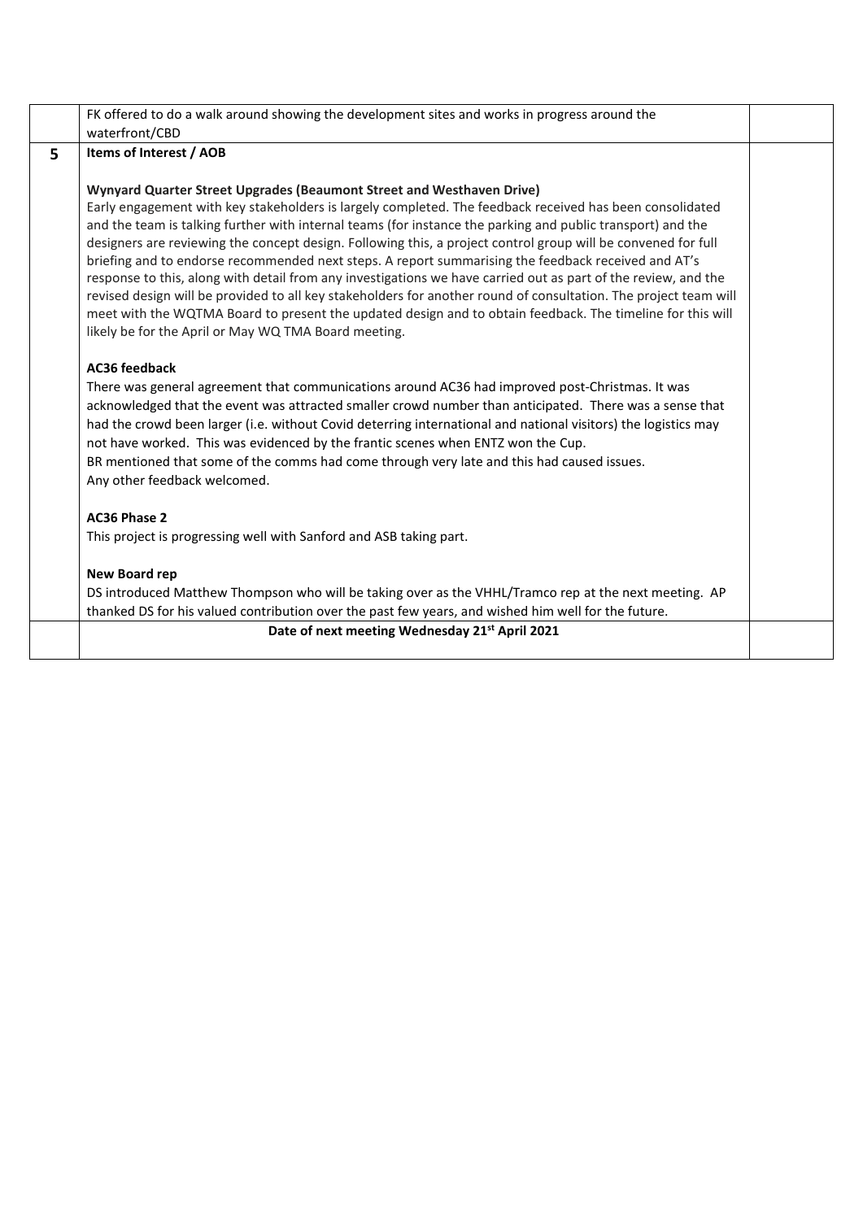| | | |
|---|---|---|
| | FK offered to do a walk around showing the development sites and works in progress around the waterfront/CBD | |
| **5** | **Items of Interest / AOB**<br><br>**Wynyard Quarter Street Upgrades (Beaumont Street and Westhaven Drive)**<br>Early engagement with key stakeholders is largely completed. The feedback received has been consolidated and the team is talking further with internal teams (for instance the parking and public transport) and the designers are reviewing the concept design. Following this, a project control group will be convened for full briefing and to endorse recommended next steps. A report summarising the feedback received and AT's response to this, along with detail from any investigations we have carried out as part of the review, and the revised design will be provided to all key stakeholders for another round of consultation. The project team will meet with the WQTMA Board to present the updated design and to obtain feedback. The timeline for this will likely be for the April or May WQ TMA Board meeting.<br><br>**AC36 feedback**<br>There was general agreement that communications around AC36 had improved post-Christmas. It was acknowledged that the event was attracted smaller crowd number than anticipated. There was a sense that had the crowd been larger (i.e. without Covid deterring international and national visitors) the logistics may not have worked. This was evidenced by the frantic scenes when ENTZ won the Cup.<br>BR mentioned that some of the comms had come through very late and this had caused issues.<br>Any other feedback welcomed.<br><br>**AC36 Phase 2**<br>This project is progressing well with Sanford and ASB taking part.<br><br>**New Board rep**<br>DS introduced Matthew Thompson who will be taking over as the VHHL/Tramco rep at the next meeting. AP thanked DS for his valued contribution over the past few years, and wished him well for the future. | |
| | **Date of next meeting Wednesday 21st April 2021** | |